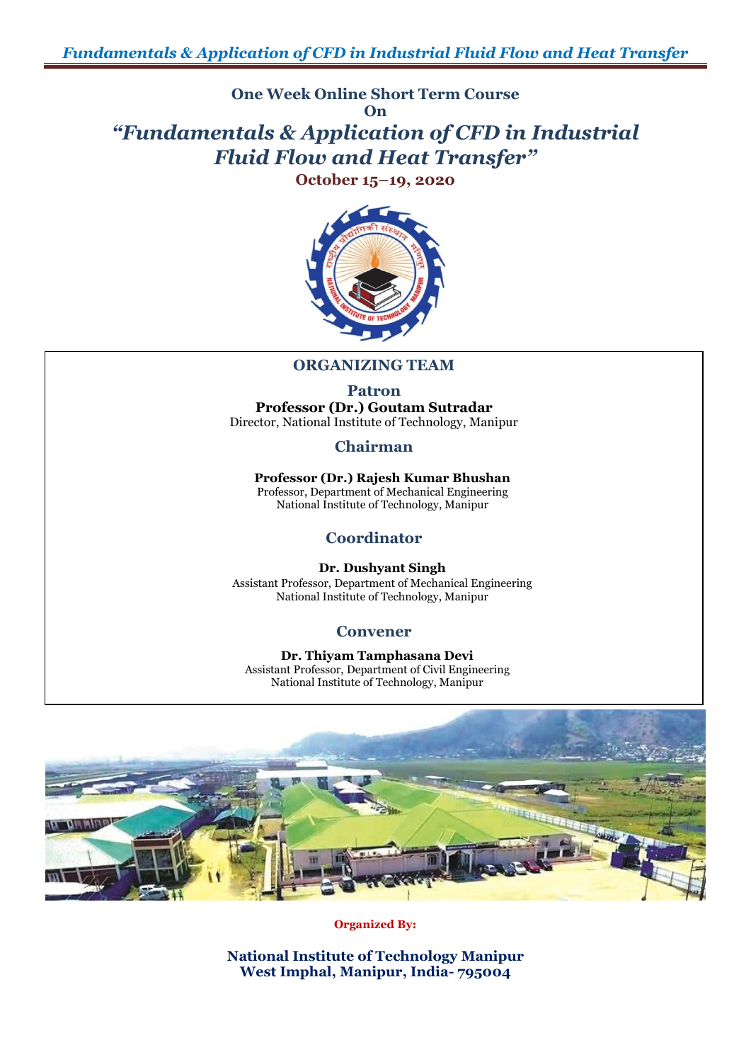**One Week Online Short Term Course**
**On**

# *"Fundamentals & Application of CFD in Industrial Fluid Flow and Heat Transfer"*

**October 15–19, 2020**

## ORGANIZING TEAM

### Patron

**Professor (Dr.) Goutam Sutradar**
Director, National Institute of Technology, Manipur

### Chairman

**Professor (Dr.) Rajesh Kumar Bhushan**
Professor, Department of Mechanical Engineering
National Institute of Technology, Manipur

### Coordinator

**Dr. Dushyant Singh**
Assistant Professor, Department of Mechanical Engineering
National Institute of Technology, Manipur

### Convener

**Dr. Thiyam Tamphasana Devi**
Assistant Professor, Department of Civil Engineering
National Institute of Technology, Manipur

**Organized By:**

**National Institute of Technology Manipur**
**West Imphal, Manipur, India- 795004**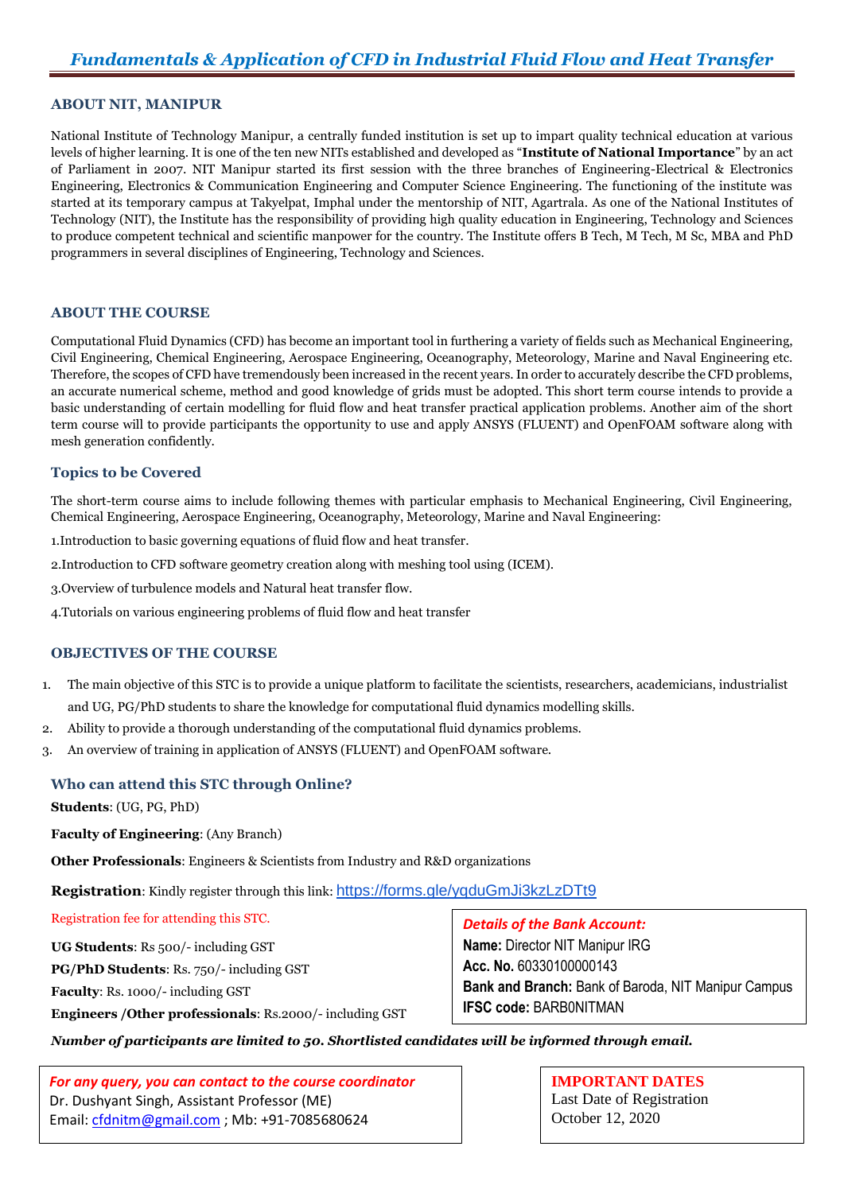# *Fundamentals & Application of CFD in Industrial Fluid Flow and Heat Transfer*

## ABOUT NIT, MANIPUR

National Institute of Technology Manipur, a centrally funded institution is set up to impart quality technical education at various levels of higher learning. It is one of the ten new NITs established and developed as "**Institute of National Importance**" by an act of Parliament in 2007. NIT Manipur started its first session with the three branches of Engineering-Electrical & Electronics Engineering, Electronics & Communication Engineering and Computer Science Engineering. The functioning of the institute was started at its temporary campus at Takyelpat, Imphal under the mentorship of NIT, Agartrala. As one of the National Institutes of Technology (NIT), the Institute has the responsibility of providing high quality education in Engineering, Technology and Sciences to produce competent technical and scientific manpower for the country. The Institute offers B Tech, M Tech, M Sc, MBA and PhD programmers in several disciplines of Engineering, Technology and Sciences.

## ABOUT THE COURSE

Computational Fluid Dynamics (CFD) has become an important tool in furthering a variety of fields such as Mechanical Engineering, Civil Engineering, Chemical Engineering, Aerospace Engineering, Oceanography, Meteorology, Marine and Naval Engineering etc. Therefore, the scopes of CFD have tremendously been increased in the recent years. In order to accurately describe the CFD problems, an accurate numerical scheme, method and good knowledge of grids must be adopted. This short term course intends to provide a basic understanding of certain modelling for fluid flow and heat transfer practical application problems. Another aim of the short term course will to provide participants the opportunity to use and apply ANSYS (FLUENT) and OpenFOAM software along with mesh generation confidently.

### Topics to be Covered

The short-term course aims to include following themes with particular emphasis to Mechanical Engineering, Civil Engineering, Chemical Engineering, Aerospace Engineering, Oceanography, Meteorology, Marine and Naval Engineering:

1. Introduction to basic governing equations of fluid flow and heat transfer.
2. Introduction to CFD software geometry creation along with meshing tool using (ICEM).
3. Overview of turbulence models and Natural heat transfer flow.
4. Tutorials on various engineering problems of fluid flow and heat transfer

## OBJECTIVES OF THE COURSE

1. The main objective of this STC is to provide a unique platform to facilitate the scientists, researchers, academicians, industrialist and UG, PG/PhD students to share the knowledge for computational fluid dynamics modelling skills.
2. Ability to provide a thorough understanding of the computational fluid dynamics problems.
3. An overview of training in application of ANSYS (FLUENT) and OpenFOAM software.

### Who can attend this STC through Online?

**Students**: (UG, PG, PhD)

**Faculty of Engineering**: (Any Branch)

**Other Professionals**: Engineers & Scientists from Industry and R&D organizations

**Registration**: Kindly register through this link: https://forms.gle/yqduGmJi3kzLzDTt9

Registration fee for attending this STC.

**UG Students**: Rs 500/- including GST

**PG/PhD Students**: Rs. 750/- including GST

**Faculty**: Rs. 1000/- including GST

**Engineers /Other professionals**: Rs.2000/- including GST

***Details of the Bank Account:***

**Name:** Director NIT Manipur IRG

**Acc. No.** 60330100000143

**Bank and Branch:** Bank of Baroda, NIT Manipur Campus

**IFSC code:** BARB0NITMAN

***Number of participants are limited to 50. Shortlisted candidates will be informed through email.***

*For any query, you can contact to the course coordinator*

Dr. Dushyant Singh, Assistant Professor (ME)

Email: cfdnitm@gmail.com ; Mb: +91-7085680624

**IMPORTANT DATES**

Last Date of Registration

October 12, 2020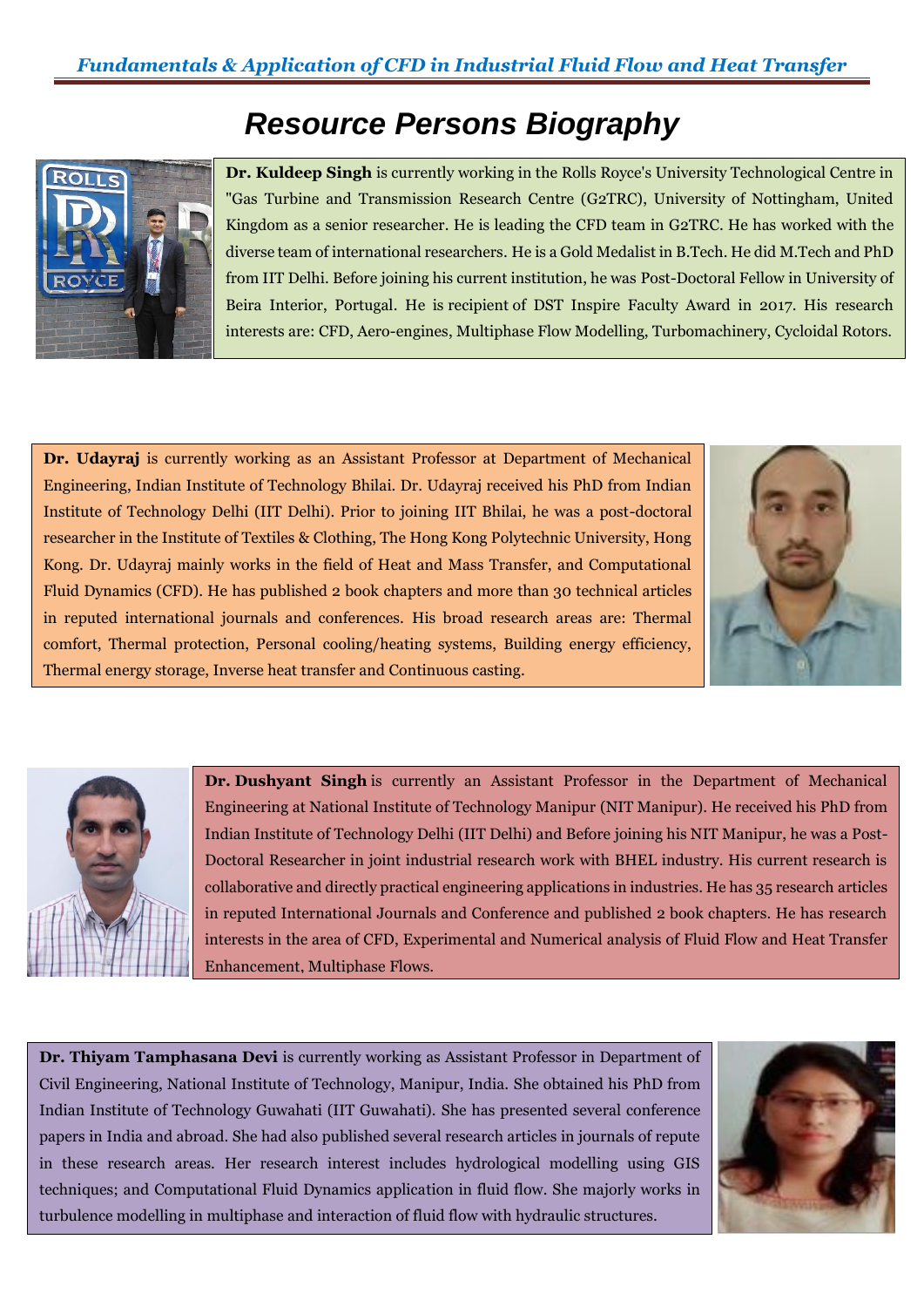# *Resource Persons Biography*

**Dr. Kuldeep Singh** is currently working in the Rolls Royce's University Technological Centre in "Gas Turbine and Transmission Research Centre (G2TRC), University of Nottingham, United Kingdom as a senior researcher. He is leading the CFD team in G2TRC. He has worked with the diverse team of international researchers. He is a Gold Medalist in B.Tech. He did M.Tech and PhD from IIT Delhi. Before joining his current institution, he was Post-Doctoral Fellow in University of Beira Interior, Portugal. He is recipient of DST Inspire Faculty Award in 2017. His research interests are: CFD, Aero-engines, Multiphase Flow Modelling, Turbomachinery, Cycloidal Rotors.

**Dr. Udayraj** is currently working as an Assistant Professor at Department of Mechanical Engineering, Indian Institute of Technology Bhilai. Dr. Udayraj received his PhD from Indian Institute of Technology Delhi (IIT Delhi). Prior to joining IIT Bhilai, he was a post-doctoral researcher in the Institute of Textiles & Clothing, The Hong Kong Polytechnic University, Hong Kong. Dr. Udayraj mainly works in the field of Heat and Mass Transfer, and Computational Fluid Dynamics (CFD). He has published 2 book chapters and more than 30 technical articles in reputed international journals and conferences. His broad research areas are: Thermal comfort, Thermal protection, Personal cooling/heating systems, Building energy efficiency, Thermal energy storage, Inverse heat transfer and Continuous casting.

**Dr. Dushyant Singh** is currently an Assistant Professor in the Department of Mechanical Engineering at National Institute of Technology Manipur (NIT Manipur). He received his PhD from Indian Institute of Technology Delhi (IIT Delhi) and Before joining his NIT Manipur, he was a Post-Doctoral Researcher in joint industrial research work with BHEL industry. His current research is collaborative and directly practical engineering applications in industries. He has 35 research articles in reputed International Journals and Conference and published 2 book chapters. He has research interests in the area of CFD, Experimental and Numerical analysis of Fluid Flow and Heat Transfer Enhancement, Multiphase Flows.

**Dr. Thiyam Tamphasana Devi** is currently working as Assistant Professor in Department of Civil Engineering, National Institute of Technology, Manipur, India. She obtained his PhD from Indian Institute of Technology Guwahati (IIT Guwahati). She has presented several conference papers in India and abroad. She had also published several research articles in journals of repute in these research areas. Her research interest includes hydrological modelling using GIS techniques; and Computational Fluid Dynamics application in fluid flow. She majorly works in turbulence modelling in multiphase and interaction of fluid flow with hydraulic structures.